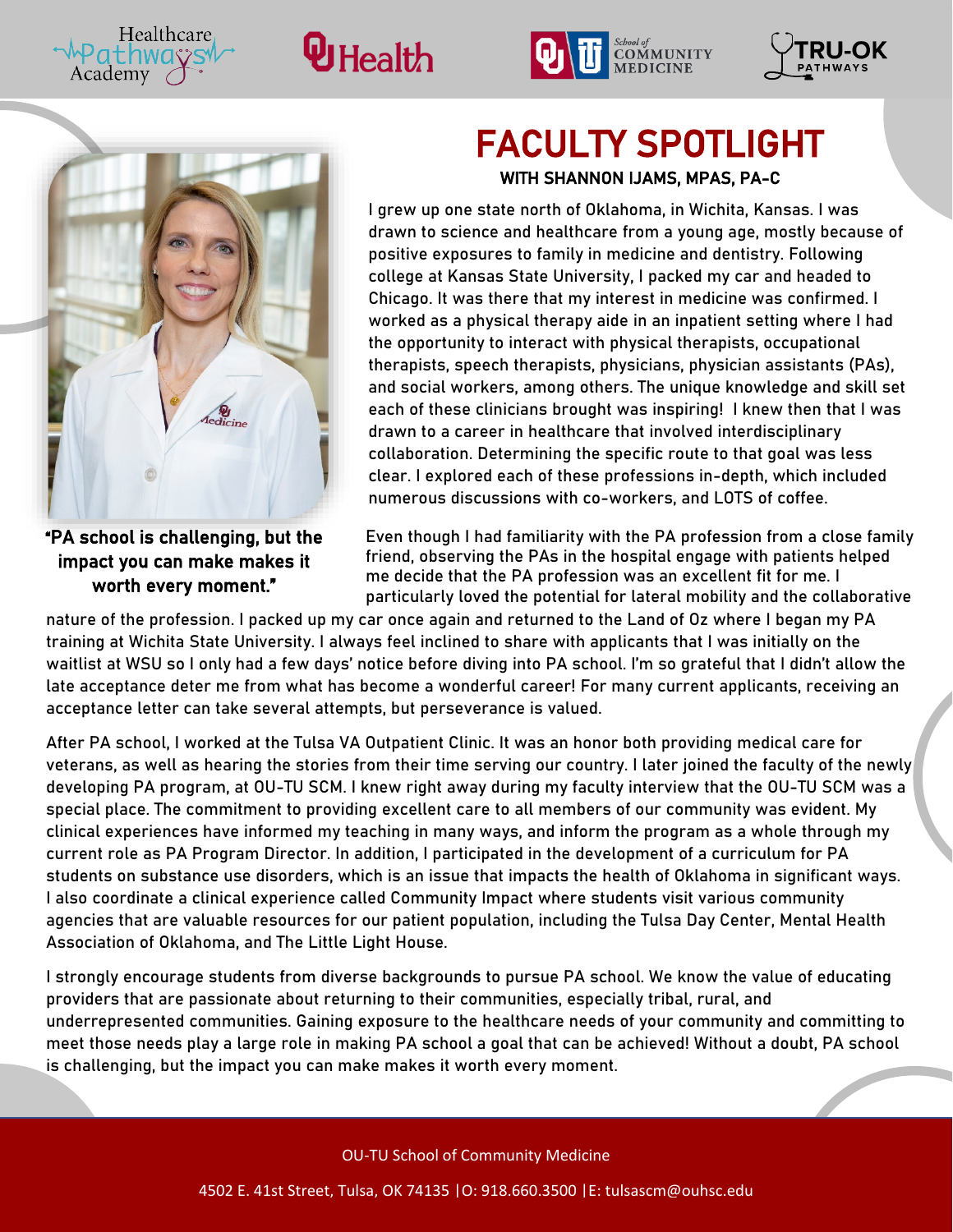# FACULTY SPOTLIGHT

## WITH SHANNON IJAMS, MPAS, PA-C

**"PA school is challenging, but the impact you can make makes it worth every moment."**

I grew up one state north of Oklahoma, in Wichita, Kansas. I was drawn to science and healthcare from a young age, mostly because of positive exposures to family in medicine and dentistry. Following college at Kansas State University, I packed my car and headed to Chicago. It was there that my interest in medicine was confirmed. I worked as a physical therapy aide in an inpatient setting where I had the opportunity to interact with physical therapists, occupational therapists, speech therapists, physicians, physician assistants (PAs), and social workers, among others. The unique knowledge and skill set each of these clinicians brought was inspiring! I knew then that I was drawn to a career in healthcare that involved interdisciplinary collaboration. Determining the specific route to that goal was less clear. I explored each of these professions in-depth, which included numerous discussions with co-workers, and LOTS of coffee.

Even though I had familiarity with the PA profession from a close family friend, observing the PAs in the hospital engage with patients helped me decide that the PA profession was an excellent fit for me. I particularly loved the potential for lateral mobility and the collaborative nature of the profession. I packed up my car once again and returned to the Land of Oz where I began my PA training at Wichita State University. I always feel inclined to share with applicants that I was initially on the waitlist at WSU so I only had a few days' notice before diving into PA school. I'm so grateful that I didn't allow the late acceptance deter me from what has become a wonderful career! For many current applicants, receiving an acceptance letter can take several attempts, but perseverance is valued.

After PA school, I worked at the Tulsa VA Outpatient Clinic. It was an honor both providing medical care for veterans, as well as hearing the stories from their time serving our country. I later joined the faculty of the newly developing PA program, at OU-TU SCM. I knew right away during my faculty interview that the OU-TU SCM was a special place. The commitment to providing excellent care to all members of our community was evident. My clinical experiences have informed my teaching in many ways, and inform the program as a whole through my current role as PA Program Director. In addition, I participated in the development of a curriculum for PA students on substance use disorders, which is an issue that impacts the health of Oklahoma in significant ways. I also coordinate a clinical experience called Community Impact where students visit various community agencies that are valuable resources for our patient population, including the Tulsa Day Center, Mental Health Association of Oklahoma, and The Little Light House.

I strongly encourage students from diverse backgrounds to pursue PA school. We know the value of educating providers that are passionate about returning to their communities, especially tribal, rural, and underrepresented communities. Gaining exposure to the healthcare needs of your community and committing to meet those needs play a large role in making PA school a goal that can be achieved! Without a doubt, PA school is challenging, but the impact you can make makes it worth every moment.

OU-TU School of Community Medicine

4502 E. 41st Street, Tulsa, OK 74135 |O: 918.660.3500 |E: tulsascm@ouhsc.edu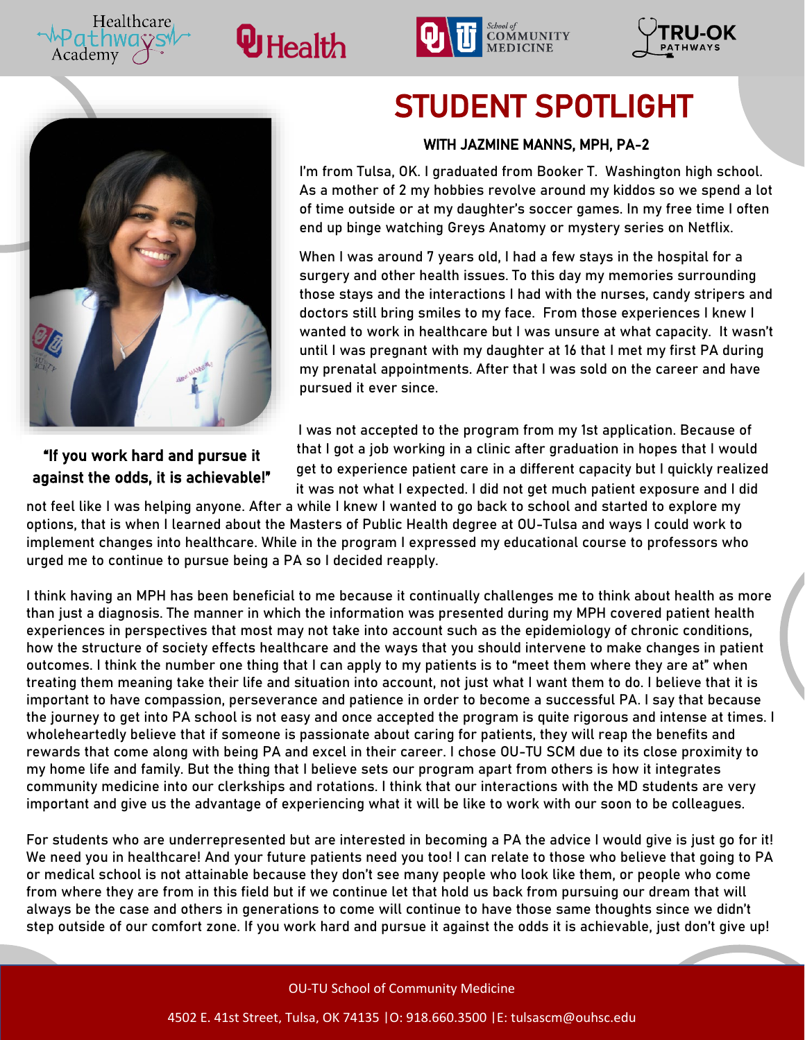# STUDENT SPOTLIGHT

### WITH JAZMINE MANNS, MPH, PA-2

I'm from Tulsa, OK. I graduated from Booker T. Washington high school. As a mother of 2 my hobbies revolve around my kiddos so we spend a lot of time outside or at my daughter's soccer games. In my free time I often end up binge watching Greys Anatomy or mystery series on Netflix.

When I was around 7 years old, I had a few stays in the hospital for a surgery and other health issues. To this day my memories surrounding those stays and the interactions I had with the nurses, candy stripers and doctors still bring smiles to my face. From those experiences I knew I wanted to work in healthcare but I was unsure at what capacity. It wasn't until I was pregnant with my daughter at 16 that I met my first PA during my prenatal appointments. After that I was sold on the career and have pursued it ever since.

**"If you work hard and pursue it against the odds, it is achievable!"**

I was not accepted to the program from my 1st application. Because of that I got a job working in a clinic after graduation in hopes that I would get to experience patient care in a different capacity but I quickly realized it was not what I expected. I did not get much patient exposure and I did not feel like I was helping anyone. After a while I knew I wanted to go back to school and started to explore my options, that is when I learned about the Masters of Public Health degree at OU-Tulsa and ways I could work to implement changes into healthcare. While in the program I expressed my educational course to professors who urged me to continue to pursue being a PA so I decided reapply.

I think having an MPH has been beneficial to me because it continually challenges me to think about health as more than just a diagnosis. The manner in which the information was presented during my MPH covered patient health experiences in perspectives that most may not take into account such as the epidemiology of chronic conditions, how the structure of society effects healthcare and the ways that you should intervene to make changes in patient outcomes. I think the number one thing that I can apply to my patients is to "meet them where they are at" when treating them meaning take their life and situation into account, not just what I want them to do. I believe that it is important to have compassion, perseverance and patience in order to become a successful PA. I say that because the journey to get into PA school is not easy and once accepted the program is quite rigorous and intense at times. I wholeheartedly believe that if someone is passionate about caring for patients, they will reap the benefits and rewards that come along with being PA and excel in their career. I chose OU-TU SCM due to its close proximity to my home life and family. But the thing that I believe sets our program apart from others is how it integrates community medicine into our clerkships and rotations. I think that our interactions with the MD students are very important and give us the advantage of experiencing what it will be like to work with our soon to be colleagues.

For students who are underrepresented but are interested in becoming a PA the advice I would give is just go for it! We need you in healthcare! And your future patients need you too! I can relate to those who believe that going to PA or medical school is not attainable because they don't see many people who look like them, or people who come from where they are from in this field but if we continue let that hold us back from pursuing our dream that will always be the case and others in generations to come will continue to have those same thoughts since we didn't step outside of our comfort zone. If you work hard and pursue it against the odds it is achievable, just don't give up!

OU-TU School of Community Medicine

4502 E. 41st Street, Tulsa, OK 74135 |O: 918.660.3500 |E: tulsascm@ouhsc.edu